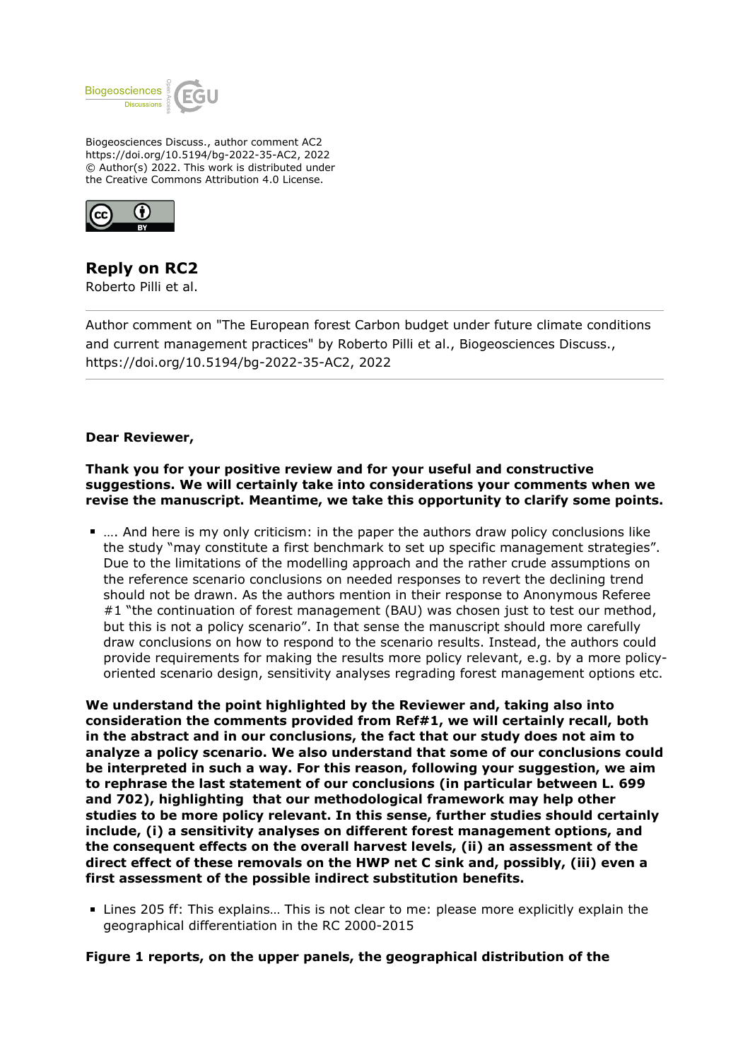Biogeosciences Discuss., author comment AC2
https://doi.org/10.5194/bg-2022-35-AC2, 2022
© Author(s) 2022. This work is distributed under
the Creative Commons Attribution 4.0 License.

# Reply on RC2

Roberto Pilli et al.

---

Author comment on "The European forest Carbon budget under future climate conditions and current management practices" by Roberto Pilli et al., Biogeosciences Discuss., https://doi.org/10.5194/bg-2022-35-AC2, 2022

---

**Dear Reviewer,**

**Thank you for your positive review and for your useful and constructive suggestions. We will certainly take into considerations your comments when we revise the manuscript. Meantime, we take this opportunity to clarify some points.**

- …. And here is my only criticism: in the paper the authors draw policy conclusions like the study "may constitute a first benchmark to set up specific management strategies". Due to the limitations of the modelling approach and the rather crude assumptions on the reference scenario conclusions on needed responses to revert the declining trend should not be drawn. As the authors mention in their response to Anonymous Referee #1 "the continuation of forest management (BAU) was chosen just to test our method, but this is not a policy scenario". In that sense the manuscript should more carefully draw conclusions on how to respond to the scenario results. Instead, the authors could provide requirements for making the results more policy relevant, e.g. by a more policy-oriented scenario design, sensitivity analyses regrading forest management options etc.

**We understand the point highlighted by the Reviewer and, taking also into consideration the comments provided from Ref#1, we will certainly recall, both in the abstract and in our conclusions, the fact that our study does not aim to analyze a policy scenario. We also understand that some of our conclusions could be interpreted in such a way. For this reason, following your suggestion, we aim to rephrase the last statement of our conclusions (in particular between L. 699 and 702), highlighting that our methodological framework may help other studies to be more policy relevant. In this sense, further studies should certainly include, (i) a sensitivity analyses on different forest management options, and the consequent effects on the overall harvest levels, (ii) an assessment of the direct effect of these removals on the HWP net C sink and, possibly, (iii) even a first assessment of the possible indirect substitution benefits.**

- Lines 205 ff: This explains… This is not clear to me: please more explicitly explain the geographical differentiation in the RC 2000-2015

**Figure 1 reports, on the upper panels, the geographical distribution of the**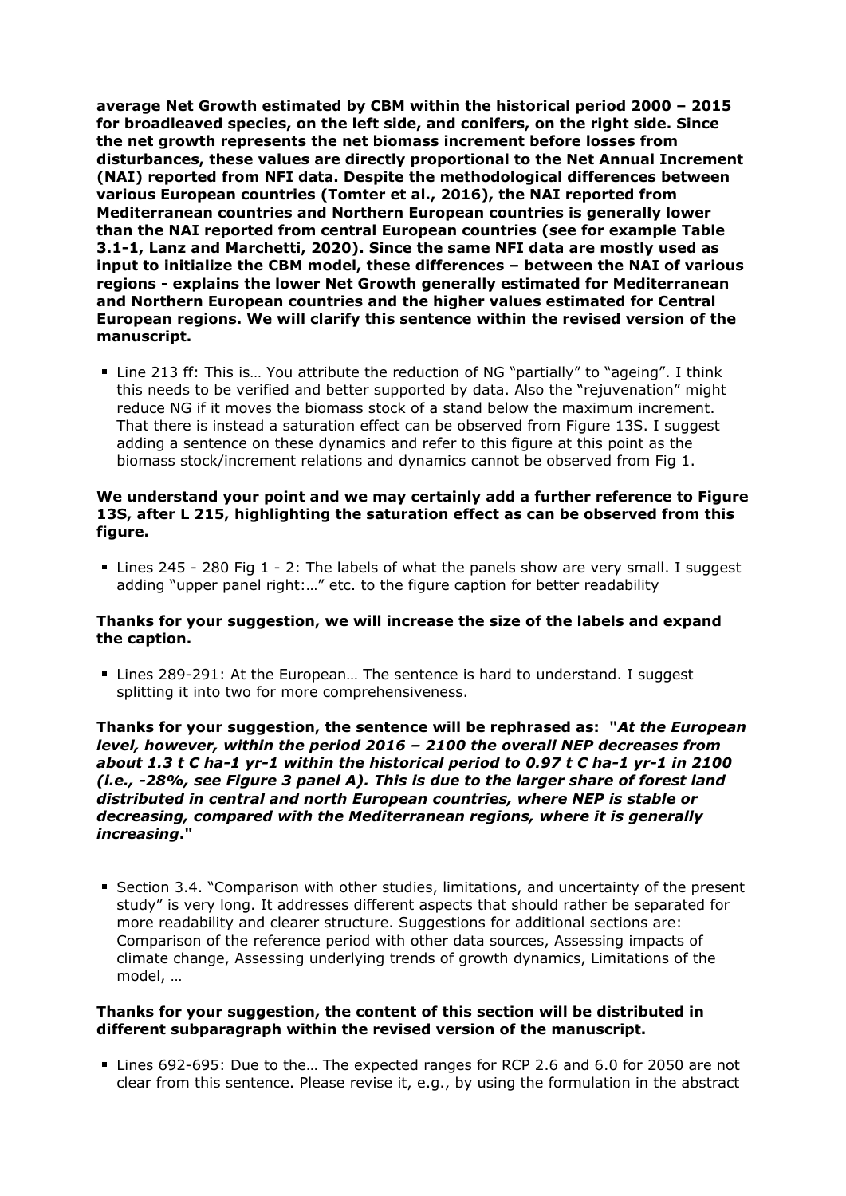**average Net Growth estimated by CBM within the historical period 2000 – 2015 for broadleaved species, on the left side, and conifers, on the right side. Since the net growth represents the net biomass increment before losses from disturbances, these values are directly proportional to the Net Annual Increment (NAI) reported from NFI data. Despite the methodological differences between various European countries (Tomter et al., 2016), the NAI reported from Mediterranean countries and Northern European countries is generally lower than the NAI reported from central European countries (see for example Table 3.1-1, Lanz and Marchetti, 2020). Since the same NFI data are mostly used as input to initialize the CBM model, these differences – between the NAI of various regions - explains the lower Net Growth generally estimated for Mediterranean and Northern European countries and the higher values estimated for Central European regions. We will clarify this sentence within the revised version of the manuscript.**

- Line 213 ff: This is… You attribute the reduction of NG "partially" to "ageing". I think this needs to be verified and better supported by data. Also the "rejuvenation" might reduce NG if it moves the biomass stock of a stand below the maximum increment. That there is instead a saturation effect can be observed from Figure 13S. I suggest adding a sentence on these dynamics and refer to this figure at this point as the biomass stock/increment relations and dynamics cannot be observed from Fig 1.

**We understand your point and we may certainly add a further reference to Figure 13S, after L 215, highlighting the saturation effect as can be observed from this figure.**

- Lines 245 - 280 Fig 1 - 2: The labels of what the panels show are very small. I suggest adding "upper panel right:…" etc. to the figure caption for better readability

**Thanks for your suggestion, we will increase the size of the labels and expand the caption.**

- Lines 289-291: At the European… The sentence is hard to understand. I suggest splitting it into two for more comprehensiveness.

**Thanks for your suggestion, the sentence will be rephrased as: "*At the European level, however, within the period 2016 – 2100 the overall NEP decreases from about 1.3 t C ha-1 yr-1 within the historical period to 0.97 t C ha-1 yr-1 in 2100 (i.e., -28%, see Figure 3 panel A). This is due to the larger share of forest land distributed in central and north European countries, where NEP is stable or decreasing, compared with the Mediterranean regions, where it is generally increasing*."**

- Section 3.4. "Comparison with other studies, limitations, and uncertainty of the present study" is very long. It addresses different aspects that should rather be separated for more readability and clearer structure. Suggestions for additional sections are: Comparison of the reference period with other data sources, Assessing impacts of climate change, Assessing underlying trends of growth dynamics, Limitations of the model, …

**Thanks for your suggestion, the content of this section will be distributed in different subparagraph within the revised version of the manuscript.**

- Lines 692-695: Due to the… The expected ranges for RCP 2.6 and 6.0 for 2050 are not clear from this sentence. Please revise it, e.g., by using the formulation in the abstract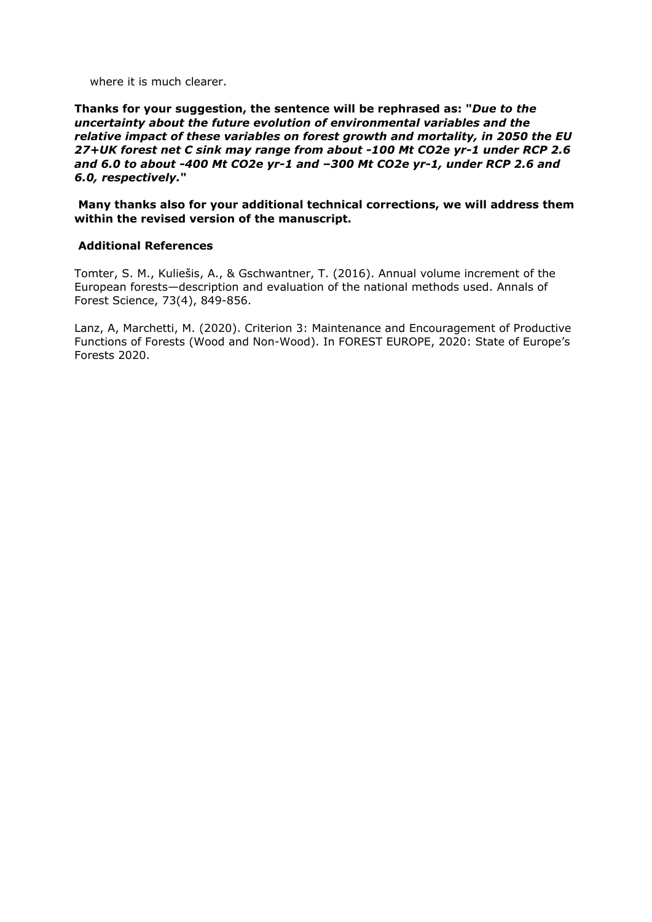where it is much clearer.

**Thanks for your suggestion, the sentence will be rephrased as: "*Due to the uncertainty about the future evolution of environmental variables and the relative impact of these variables on forest growth and mortality, in 2050 the EU 27+UK forest net C sink may range from about -100 Mt CO2e yr-1 under RCP 2.6 and 6.0 to about -400 Mt CO2e yr-1 and –300 Mt CO2e yr-1, under RCP 2.6 and 6.0, respectively.*"**

**Many thanks also for your additional technical corrections, we will address them within the revised version of the manuscript.**

**Additional References**

Tomter, S. M., Kuliešis, A., & Gschwantner, T. (2016). Annual volume increment of the European forests—description and evaluation of the national methods used. Annals of Forest Science, 73(4), 849-856.

Lanz, A, Marchetti, M. (2020). Criterion 3: Maintenance and Encouragement of Productive Functions of Forests (Wood and Non-Wood). In FOREST EUROPE, 2020: State of Europe's Forests 2020.